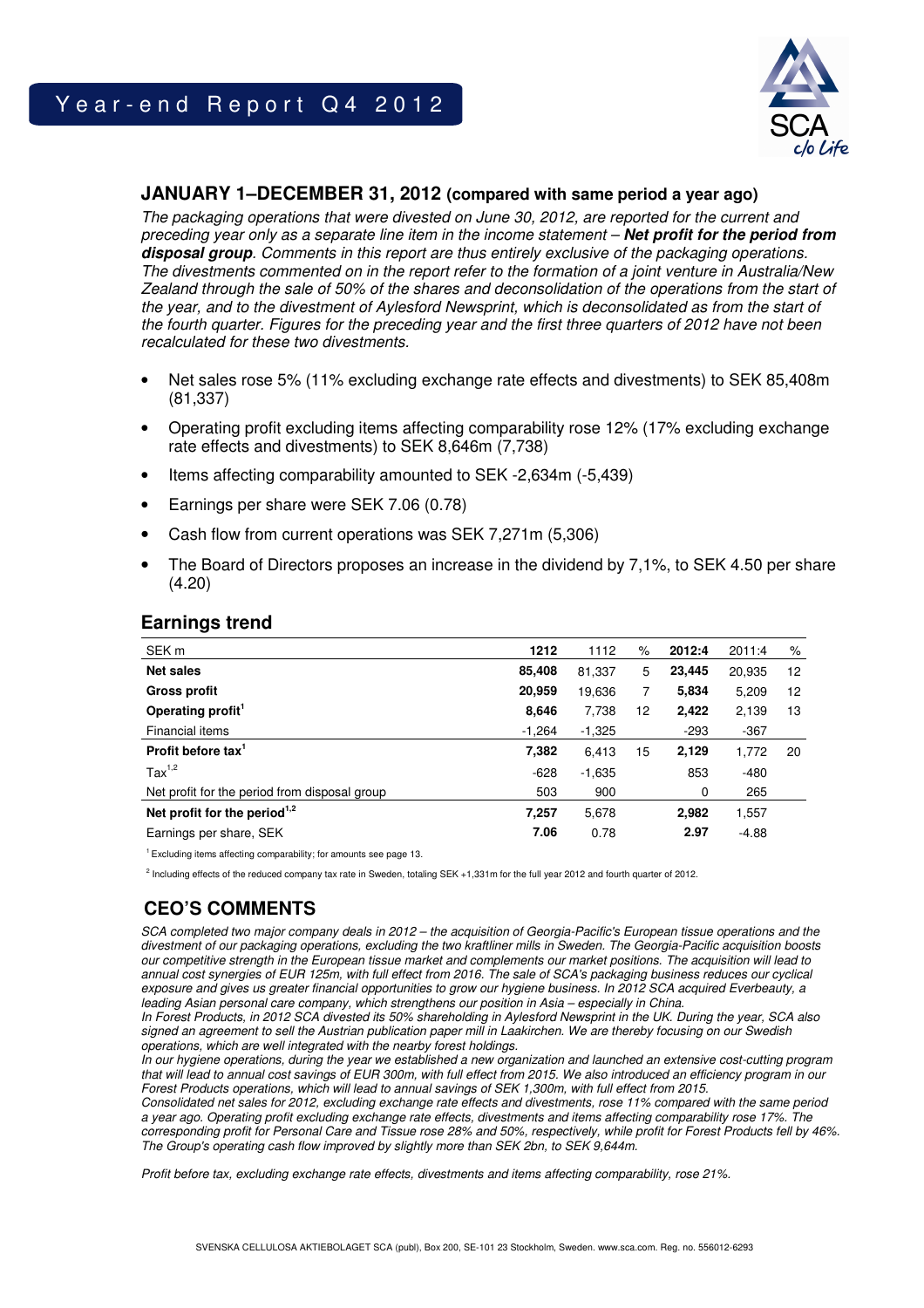# Year-end Report Q4 2012

## JANUARY 1–DECEMBER 31, 2012 (compared with same period a year ago)

*The packaging operations that were divested on June 30, 2012, are reported for the current and preceding year only as a separate line item in the income statement – **Net profit for the period from disposal group**. Comments in this report are thus entirely exclusive of the packaging operations. The divestments commented on in the report refer to the formation of a joint venture in Australia/New Zealand through the sale of 50% of the shares and deconsolidation of the operations from the start of the year, and to the divestment of Aylesford Newsprint, which is deconsolidated as from the start of the fourth quarter. Figures for the preceding year and the first three quarters of 2012 have not been recalculated for these two divestments.*

- Net sales rose 5% (11% excluding exchange rate effects and divestments) to SEK 85,408m (81,337)
- Operating profit excluding items affecting comparability rose 12% (17% excluding exchange rate effects and divestments) to SEK 8,646m (7,738)
- Items affecting comparability amounted to SEK -2,634m (-5,439)
- Earnings per share were SEK 7.06 (0.78)
- Cash flow from current operations was SEK 7,271m (5,306)
- The Board of Directors proposes an increase in the dividend by 7,1%, to SEK 4.50 per share (4.20)

## Earnings trend

| SEK m | 1212 | 1112 | % | 2012:4 | 2011:4 | % |
|---|---|---|---|---|---|---|
| **Net sales** | **85,408** | 81,337 | 5 | **23,445** | 20,935 | 12 |
| **Gross profit** | **20,959** | 19,636 | 7 | **5,834** | 5,209 | 12 |
| **Operating profit**[1] | **8,646** | 7,738 | 12 | **2,422** | 2,139 | 13 |
| Financial items | -1,264 | -1,325 | | -293 | -367 | |
| **Profit before tax**[1] | **7,382** | 6,413 | 15 | **2,129** | 1,772 | 20 |
| Tax[1,2] | -628 | -1,635 | | 853 | -480 | |
| Net profit for the period from disposal group | 503 | 900 | | 0 | 265 | |
| **Net profit for the period**[1,2] | **7,257** | 5,678 | | **2,982** | 1,557 | |
| Earnings per share, SEK | **7.06** | 0.78 | | **2.97** | -4.88 | |

[1] Excluding items affecting comparability; for amounts see page 13.

[2] Including effects of the reduced company tax rate in Sweden, totaling SEK +1,331m for the full year 2012 and fourth quarter of 2012.

## CEO'S COMMENTS

*SCA completed two major company deals in 2012 – the acquisition of Georgia-Pacific's European tissue operations and the divestment of our packaging operations, excluding the two kraftliner mills in Sweden. The Georgia-Pacific acquisition boosts our competitive strength in the European tissue market and complements our market positions. The acquisition will lead to annual cost synergies of EUR 125m, with full effect from 2016. The sale of SCA's packaging business reduces our cyclical exposure and gives us greater financial opportunities to grow our hygiene business. In 2012 SCA acquired Everbeauty, a leading Asian personal care company, which strengthens our position in Asia – especially in China.*

*In Forest Products, in 2012 SCA divested its 50% shareholding in Aylesford Newsprint in the UK. During the year, SCA also signed an agreement to sell the Austrian publication paper mill in Laakirchen. We are thereby focusing on our Swedish operations, which are well integrated with the nearby forest holdings.*

*In our hygiene operations, during the year we established a new organization and launched an extensive cost-cutting program that will lead to annual cost savings of EUR 300m, with full effect from 2015. We also introduced an efficiency program in our Forest Products operations, which will lead to annual savings of SEK 1,300m, with full effect from 2015.*

*Consolidated net sales for 2012, excluding exchange rate effects and divestments, rose 11% compared with the same period a year ago. Operating profit excluding exchange rate effects, divestments and items affecting comparability rose 17%. The corresponding profit for Personal Care and Tissue rose 28% and 50%, respectively, while profit for Forest Products fell by 46%. The Group's operating cash flow improved by slightly more than SEK 2bn, to SEK 9,644m.*

*Profit before tax, excluding exchange rate effects, divestments and items affecting comparability, rose 21%.*

SVENSKA CELLULOSA AKTIEBOLAGET SCA (publ), Box 200, SE-101 23 Stockholm, Sweden. www.sca.com. Reg. no. 556012-6293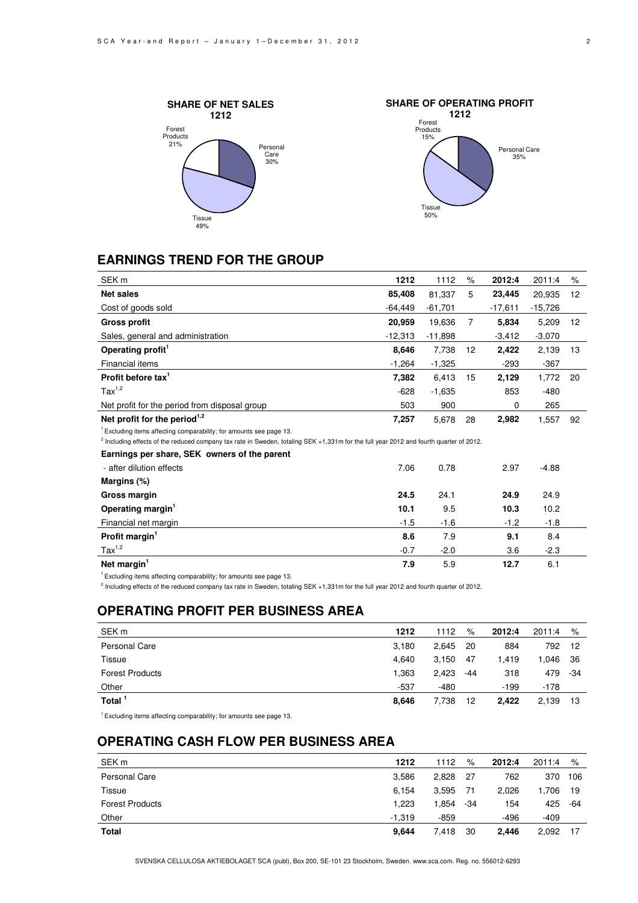**SHARE OF NET SALES 1212**

Forest Products 21%
Personal Care 30%
Tissue 49%

**SHARE OF OPERATING PROFIT 1212**

Forest Products 15%
Personal Care 35%
Tissue 50%

## EARNINGS TREND FOR THE GROUP

| SEK m | 1212 | 1112 | % | 2012:4 | 2011:4 | % |
|---|---|---|---|---|---|---|
| **Net sales** | **85,408** | 81,337 | 5 | **23,445** | 20,935 | 12 |
| Cost of goods sold | -64,449 | -61,701 | | -17,611 | -15,726 | |
| **Gross profit** | **20,959** | 19,636 | 7 | **5,834** | 5,209 | 12 |
| Sales, general and administration | -12,313 | -11,898 | | -3,412 | -3,070 | |
| **Operating profit**[1] | **8,646** | 7,738 | 12 | **2,422** | 2,139 | 13 |
| Financial items | -1,264 | -1,325 | | -293 | -367 | |
| **Profit before tax**[1] | **7,382** | 6,413 | 15 | **2,129** | 1,772 | 20 |
| Tax[1,2] | -628 | -1,635 | | 853 | -480 | |
| Net profit for the period from disposal group | 503 | 900 | | 0 | 265 | |
| **Net profit for the period**[1,2] | **7,257** | 5,678 | 28 | **2,982** | 1,557 | 92 |

[1] Excluding items affecting comparability; for amounts see page 13.
[2] Including effects of the reduced company tax rate in Sweden, totaling SEK +1,331m for the full year 2012 and fourth quarter of 2012.

| | 1212 | 1112 | | 2012:4 | 2011:4 |
|---|---|---|---|---|---|
| **Earnings per share, SEK owners of the parent** | | | | | |
| - after dilution effects | 7.06 | 0.78 | | 2.97 | -4.88 |
| **Margins (%)** | | | | | |
| **Gross margin** | **24.5** | 24.1 | | **24.9** | 24.9 |
| **Operating margin**[1] | **10.1** | 9.5 | | **10.3** | 10.2 |
| Financial net margin | -1.5 | -1.6 | | -1.2 | -1.8 |
| **Profit margin**[1] | **8.6** | 7.9 | | **9.1** | 8.4 |
| Tax[1,2] | -0.7 | -2.0 | | 3.6 | -2.3 |
| **Net margin**[1] | **7.9** | 5.9 | | **12.7** | 6.1 |

[1] Excluding items affecting comparability; for amounts see page 13.
[2] Including effects of the reduced company tax rate in Sweden, totaling SEK +1,331m for the full year 2012 and fourth quarter of 2012.

## OPERATING PROFIT PER BUSINESS AREA

| SEK m | 1212 | 1112 | % | 2012:4 | 2011:4 | % |
|---|---|---|---|---|---|---|
| Personal Care | 3,180 | 2,645 | 20 | 884 | 792 | 12 |
| Tissue | 4,640 | 3,150 | 47 | 1,419 | 1,046 | 36 |
| Forest Products | 1,363 | 2,423 | -44 | 318 | 479 | -34 |
| Other | -537 | -480 | | -199 | -178 | |
| **Total**[1] | **8,646** | 7,738 | 12 | **2,422** | 2,139 | 13 |

[1] Excluding items affecting comparability; for amounts see page 13.

## OPERATING CASH FLOW PER BUSINESS AREA

| SEK m | 1212 | 1112 | % | 2012:4 | 2011:4 | % |
|---|---|---|---|---|---|---|
| Personal Care | 3,586 | 2,828 | 27 | 762 | 370 | 106 |
| Tissue | 6,154 | 3,595 | 71 | 2,026 | 1,706 | 19 |
| Forest Products | 1,223 | 1,854 | -34 | 154 | 425 | -64 |
| Other | -1,319 | -859 | | -496 | -409 | |
| **Total** | **9,644** | 7,418 | 30 | **2,446** | 2,092 | 17 |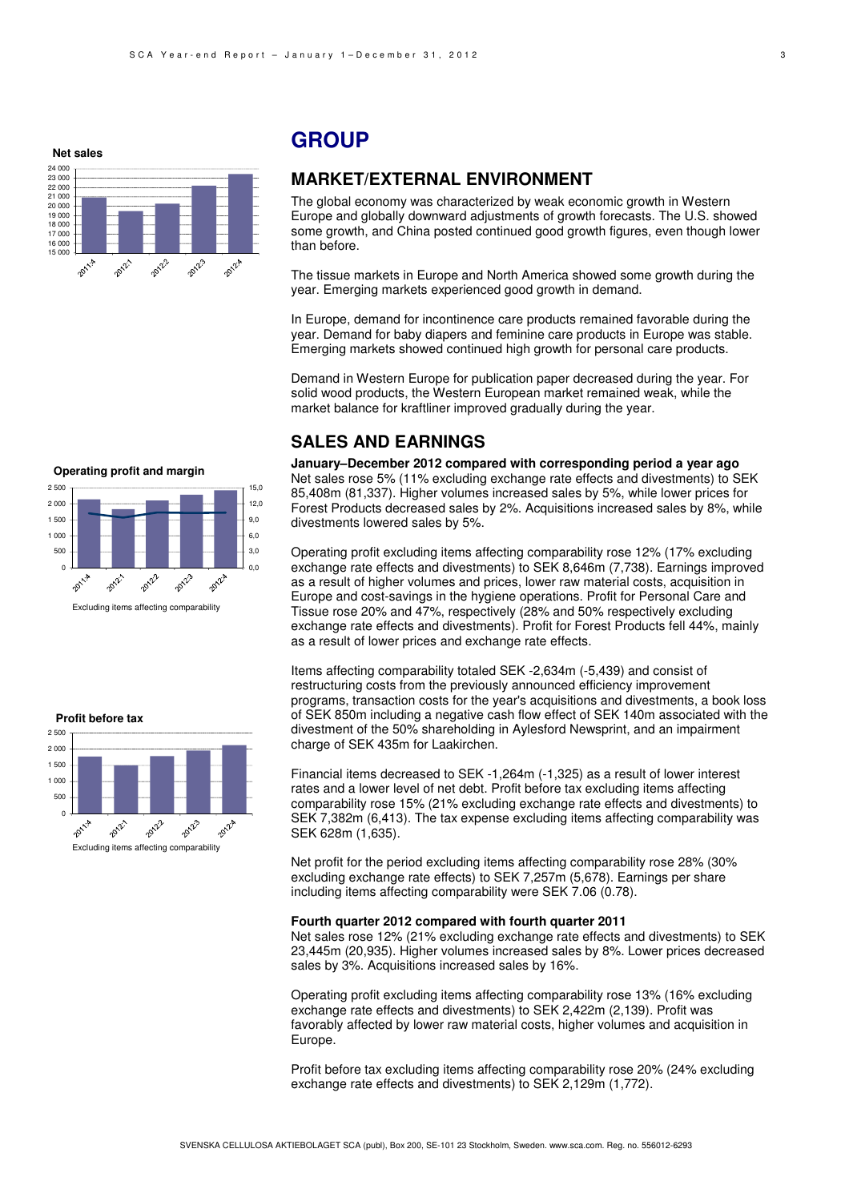# GROUP

## MARKET/EXTERNAL ENVIRONMENT

The global economy was characterized by weak economic growth in Western Europe and globally downward adjustments of growth forecasts. The U.S. showed some growth, and China posted continued good growth figures, even though lower than before.

The tissue markets in Europe and North America showed some growth during the year. Emerging markets experienced good growth in demand.

In Europe, demand for incontinence care products remained favorable during the year. Demand for baby diapers and feminine care products in Europe was stable. Emerging markets showed continued high growth for personal care products.

Demand in Western Europe for publication paper decreased during the year. For solid wood products, the Western European market remained weak, while the market balance for kraftliner improved gradually during the year.

## SALES AND EARNINGS

**January–December 2012 compared with corresponding period a year ago**

Net sales rose 5% (11% excluding exchange rate effects and divestments) to SEK 85,408m (81,337). Higher volumes increased sales by 5%, while lower prices for Forest Products decreased sales by 2%. Acquisitions increased sales by 8%, while divestments lowered sales by 5%.

Operating profit excluding items affecting comparability rose 12% (17% excluding exchange rate effects and divestments) to SEK 8,646m (7,738). Earnings improved as a result of higher volumes and prices, lower raw material costs, acquisition in Europe and cost-savings in the hygiene operations. Profit for Personal Care and Tissue rose 20% and 47%, respectively (28% and 50% respectively excluding exchange rate effects and divestments). Profit for Forest Products fell 44%, mainly as a result of lower prices and exchange rate effects.

Items affecting comparability totaled SEK -2,634m (-5,439) and consist of restructuring costs from the previously announced efficiency improvement programs, transaction costs for the year's acquisitions and divestments, a book loss of SEK 850m including a negative cash flow effect of SEK 140m associated with the divestment of the 50% shareholding in Aylesford Newsprint, and an impairment charge of SEK 435m for Laakirchen.

Financial items decreased to SEK -1,264m (-1,325) as a result of lower interest rates and a lower level of net debt. Profit before tax excluding items affecting comparability rose 15% (21% excluding exchange rate effects and divestments) to SEK 7,382m (6,413). The tax expense excluding items affecting comparability was SEK 628m (1,635).

Net profit for the period excluding items affecting comparability rose 28% (30% excluding exchange rate effects) to SEK 7,257m (5,678). Earnings per share including items affecting comparability were SEK 7.06 (0.78).

**Fourth quarter 2012 compared with fourth quarter 2011**

Net sales rose 12% (21% excluding exchange rate effects and divestments) to SEK 23,445m (20,935). Higher volumes increased sales by 8%. Lower prices decreased sales by 3%. Acquisitions increased sales by 16%.

Operating profit excluding items affecting comparability rose 13% (16% excluding exchange rate effects and divestments) to SEK 2,422m (2,139). Profit was favorably affected by lower raw material costs, higher volumes and acquisition in Europe.

Profit before tax excluding items affecting comparability rose 20% (24% excluding exchange rate effects and divestments) to SEK 2,129m (1,772).

**Net sales**

**Operating profit and margin**

Excluding items affecting comparability

**Profit before tax**

Excluding items affecting comparability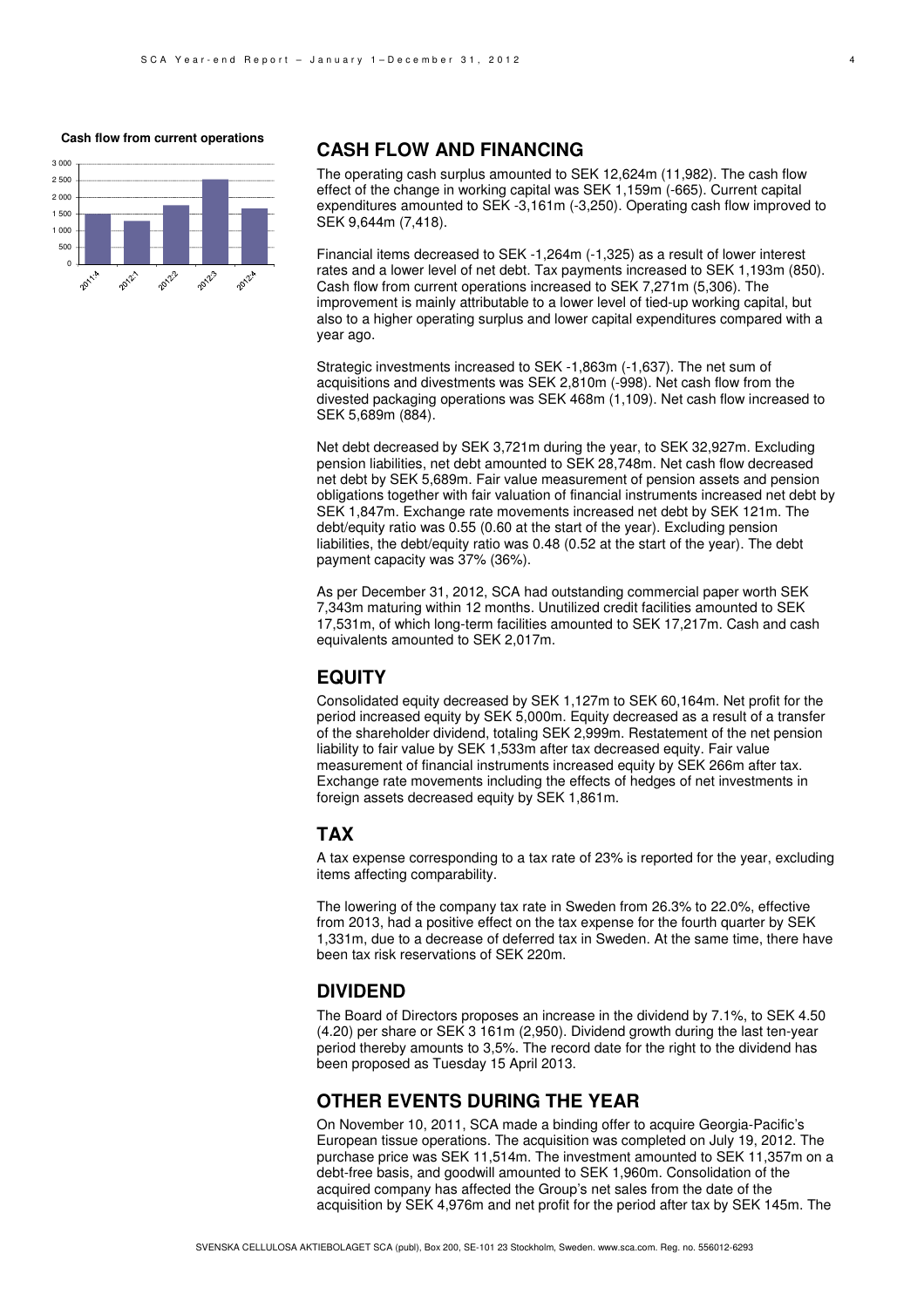**Cash flow from current operations**

## CASH FLOW AND FINANCING

The operating cash surplus amounted to SEK 12,624m (11,982). The cash flow effect of the change in working capital was SEK 1,159m (-665). Current capital expenditures amounted to SEK -3,161m (-3,250). Operating cash flow improved to SEK 9,644m (7,418).

Financial items decreased to SEK -1,264m (-1,325) as a result of lower interest rates and a lower level of net debt. Tax payments increased to SEK 1,193m (850). Cash flow from current operations increased to SEK 7,271m (5,306). The improvement is mainly attributable to a lower level of tied-up working capital, but also to a higher operating surplus and lower capital expenditures compared with a year ago.

Strategic investments increased to SEK -1,863m (-1,637). The net sum of acquisitions and divestments was SEK 2,810m (-998). Net cash flow from the divested packaging operations was SEK 468m (1,109). Net cash flow increased to SEK 5,689m (884).

Net debt decreased by SEK 3,721m during the year, to SEK 32,927m. Excluding pension liabilities, net debt amounted to SEK 28,748m. Net cash flow decreased net debt by SEK 5,689m. Fair value measurement of pension assets and pension obligations together with fair valuation of financial instruments increased net debt by SEK 1,847m. Exchange rate movements increased net debt by SEK 121m. The debt/equity ratio was 0.55 (0.60 at the start of the year). Excluding pension liabilities, the debt/equity ratio was 0.48 (0.52 at the start of the year). The debt payment capacity was 37% (36%).

As per December 31, 2012, SCA had outstanding commercial paper worth SEK 7,343m maturing within 12 months. Unutilized credit facilities amounted to SEK 17,531m, of which long-term facilities amounted to SEK 17,217m. Cash and cash equivalents amounted to SEK 2,017m.

## EQUITY

Consolidated equity decreased by SEK 1,127m to SEK 60,164m. Net profit for the period increased equity by SEK 5,000m. Equity decreased as a result of a transfer of the shareholder dividend, totaling SEK 2,999m. Restatement of the net pension liability to fair value by SEK 1,533m after tax decreased equity. Fair value measurement of financial instruments increased equity by SEK 266m after tax. Exchange rate movements including the effects of hedges of net investments in foreign assets decreased equity by SEK 1,861m.

## TAX

A tax expense corresponding to a tax rate of 23% is reported for the year, excluding items affecting comparability.

The lowering of the company tax rate in Sweden from 26.3% to 22.0%, effective from 2013, had a positive effect on the tax expense for the fourth quarter by SEK 1,331m, due to a decrease of deferred tax in Sweden. At the same time, there have been tax risk reservations of SEK 220m.

## DIVIDEND

The Board of Directors proposes an increase in the dividend by 7.1%, to SEK 4.50 (4.20) per share or SEK 3 161m (2,950). Dividend growth during the last ten-year period thereby amounts to 3,5%. The record date for the right to the dividend has been proposed as Tuesday 15 April 2013.

## OTHER EVENTS DURING THE YEAR

On November 10, 2011, SCA made a binding offer to acquire Georgia-Pacific's European tissue operations. The acquisition was completed on July 19, 2012. The purchase price was SEK 11,514m. The investment amounted to SEK 11,357m on a debt-free basis, and goodwill amounted to SEK 1,960m. Consolidation of the acquired company has affected the Group's net sales from the date of the acquisition by SEK 4,976m and net profit for the period after tax by SEK 145m. The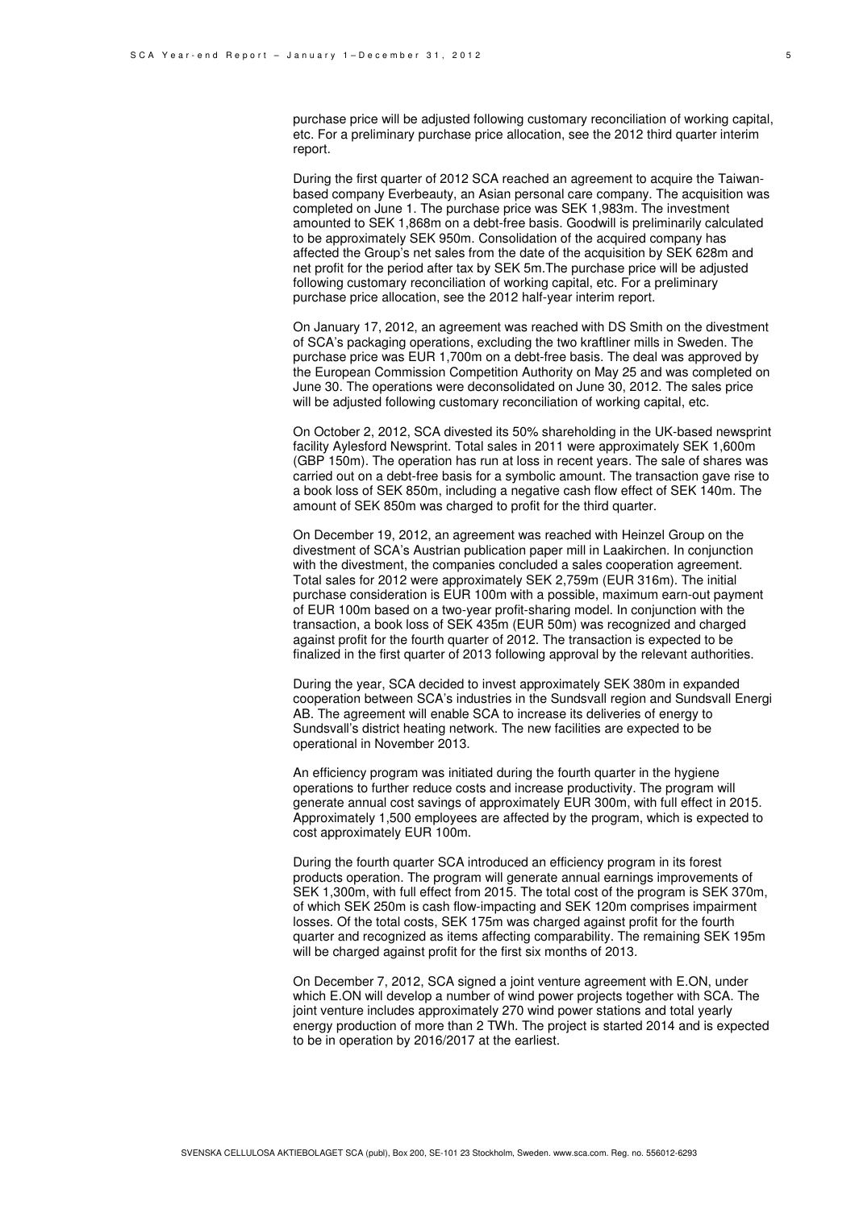purchase price will be adjusted following customary reconciliation of working capital, etc. For a preliminary purchase price allocation, see the 2012 third quarter interim report.

During the first quarter of 2012 SCA reached an agreement to acquire the Taiwan-based company Everbeauty, an Asian personal care company. The acquisition was completed on June 1. The purchase price was SEK 1,983m. The investment amounted to SEK 1,868m on a debt-free basis. Goodwill is preliminarily calculated to be approximately SEK 950m. Consolidation of the acquired company has affected the Group's net sales from the date of the acquisition by SEK 628m and net profit for the period after tax by SEK 5m.The purchase price will be adjusted following customary reconciliation of working capital, etc. For a preliminary purchase price allocation, see the 2012 half-year interim report.

On January 17, 2012, an agreement was reached with DS Smith on the divestment of SCA's packaging operations, excluding the two kraftliner mills in Sweden. The purchase price was EUR 1,700m on a debt-free basis. The deal was approved by the European Commission Competition Authority on May 25 and was completed on June 30. The operations were deconsolidated on June 30, 2012. The sales price will be adjusted following customary reconciliation of working capital, etc.

On October 2, 2012, SCA divested its 50% shareholding in the UK-based newsprint facility Aylesford Newsprint. Total sales in 2011 were approximately SEK 1,600m (GBP 150m). The operation has run at loss in recent years. The sale of shares was carried out on a debt-free basis for a symbolic amount. The transaction gave rise to a book loss of SEK 850m, including a negative cash flow effect of SEK 140m. The amount of SEK 850m was charged to profit for the third quarter.

On December 19, 2012, an agreement was reached with Heinzel Group on the divestment of SCA's Austrian publication paper mill in Laakirchen. In conjunction with the divestment, the companies concluded a sales cooperation agreement. Total sales for 2012 were approximately SEK 2,759m (EUR 316m). The initial purchase consideration is EUR 100m with a possible, maximum earn-out payment of EUR 100m based on a two-year profit-sharing model. In conjunction with the transaction, a book loss of SEK 435m (EUR 50m) was recognized and charged against profit for the fourth quarter of 2012. The transaction is expected to be finalized in the first quarter of 2013 following approval by the relevant authorities.

During the year, SCA decided to invest approximately SEK 380m in expanded cooperation between SCA's industries in the Sundsvall region and Sundsvall Energi AB. The agreement will enable SCA to increase its deliveries of energy to Sundsvall's district heating network. The new facilities are expected to be operational in November 2013.

An efficiency program was initiated during the fourth quarter in the hygiene operations to further reduce costs and increase productivity. The program will generate annual cost savings of approximately EUR 300m, with full effect in 2015. Approximately 1,500 employees are affected by the program, which is expected to cost approximately EUR 100m.

During the fourth quarter SCA introduced an efficiency program in its forest products operation. The program will generate annual earnings improvements of SEK 1,300m, with full effect from 2015. The total cost of the program is SEK 370m, of which SEK 250m is cash flow-impacting and SEK 120m comprises impairment losses. Of the total costs, SEK 175m was charged against profit for the fourth quarter and recognized as items affecting comparability. The remaining SEK 195m will be charged against profit for the first six months of 2013.

On December 7, 2012, SCA signed a joint venture agreement with E.ON, under which E.ON will develop a number of wind power projects together with SCA. The joint venture includes approximately 270 wind power stations and total yearly energy production of more than 2 TWh. The project is started 2014 and is expected to be in operation by 2016/2017 at the earliest.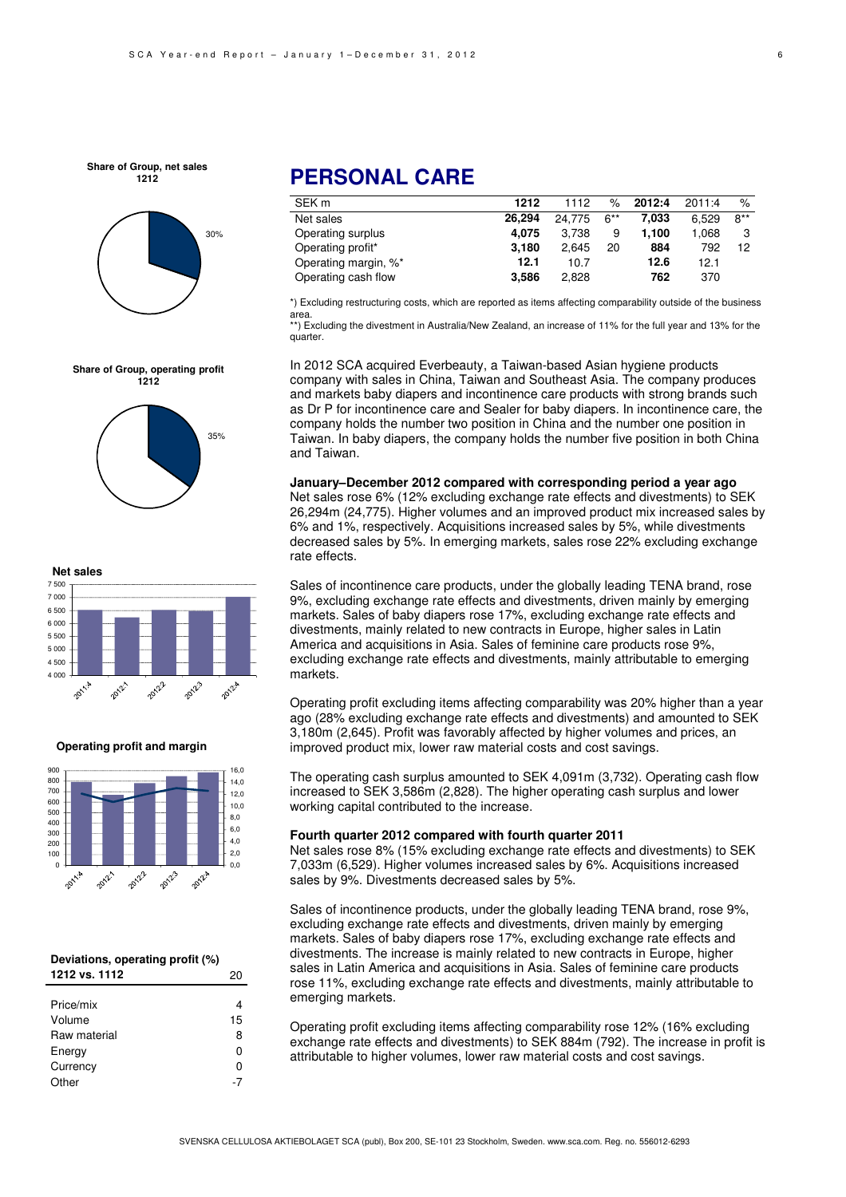Share of Group, net sales
1212

30%

Share of Group, operating profit
1212

35%

Net sales

Operating profit and margin

| Deviations, operating profit (%) 1212 vs. 1112 | 20 |
|---|---|
| Price/mix | 4 |
| Volume | 15 |
| Raw material | 8 |
| Energy | 0 |
| Currency | 0 |
| Other | -7 |

# PERSONAL CARE

| SEK m | 1212 | 1112 | % | 2012:4 | 2011:4 | % |
|---|---|---|---|---|---|---|
| Net sales | **26,294** | 24,775 | 6** | **7,033** | 6,529 | 8** |
| Operating surplus | **4,075** | 3,738 | 9 | **1,100** | 1,068 | 3 |
| Operating profit* | **3,180** | 2,645 | 20 | **884** | 792 | 12 |
| Operating margin, %* | **12.1** | 10.7 | | **12.6** | 12.1 | |
| Operating cash flow | **3,586** | 2,828 | | **762** | 370 | |

*) Excluding restructuring costs, which are reported as items affecting comparability outside of the business area.
**) Excluding the divestment in Australia/New Zealand, an increase of 11% for the full year and 13% for the quarter.

In 2012 SCA acquired Everbeauty, a Taiwan-based Asian hygiene products company with sales in China, Taiwan and Southeast Asia. The company produces and markets baby diapers and incontinence care products with strong brands such as Dr P for incontinence care and Sealer for baby diapers. In incontinence care, the company holds the number two position in China and the number one position in Taiwan. In baby diapers, the company holds the number five position in both China and Taiwan.

**January–December 2012 compared with corresponding period a year ago**
Net sales rose 6% (12% excluding exchange rate effects and divestments) to SEK 26,294m (24,775). Higher volumes and an improved product mix increased sales by 6% and 1%, respectively. Acquisitions increased sales by 5%, while divestments decreased sales by 5%. In emerging markets, sales rose 22% excluding exchange rate effects.

Sales of incontinence care products, under the globally leading TENA brand, rose 9%, excluding exchange rate effects and divestments, driven mainly by emerging markets. Sales of baby diapers rose 17%, excluding exchange rate effects and divestments, mainly related to new contracts in Europe, higher sales in Latin America and acquisitions in Asia. Sales of feminine care products rose 9%, excluding exchange rate effects and divestments, mainly attributable to emerging markets.

Operating profit excluding items affecting comparability was 20% higher than a year ago (28% excluding exchange rate effects and divestments) and amounted to SEK 3,180m (2,645). Profit was favorably affected by higher volumes and prices, an improved product mix, lower raw material costs and cost savings.

The operating cash surplus amounted to SEK 4,091m (3,732). Operating cash flow increased to SEK 3,586m (2,828). The higher operating cash surplus and lower working capital contributed to the increase.

**Fourth quarter 2012 compared with fourth quarter 2011**
Net sales rose 8% (15% excluding exchange rate effects and divestments) to SEK 7,033m (6,529). Higher volumes increased sales by 6%. Acquisitions increased sales by 9%. Divestments decreased sales by 5%.

Sales of incontinence products, under the globally leading TENA brand, rose 9%, excluding exchange rate effects and divestments, driven mainly by emerging markets. Sales of baby diapers rose 17%, excluding exchange rate effects and divestments. The increase is mainly related to new contracts in Europe, higher sales in Latin America and acquisitions in Asia. Sales of feminine care products rose 11%, excluding exchange rate effects and divestments, mainly attributable to emerging markets.

Operating profit excluding items affecting comparability rose 12% (16% excluding exchange rate effects and divestments) to SEK 884m (792). The increase in profit is attributable to higher volumes, lower raw material costs and cost savings.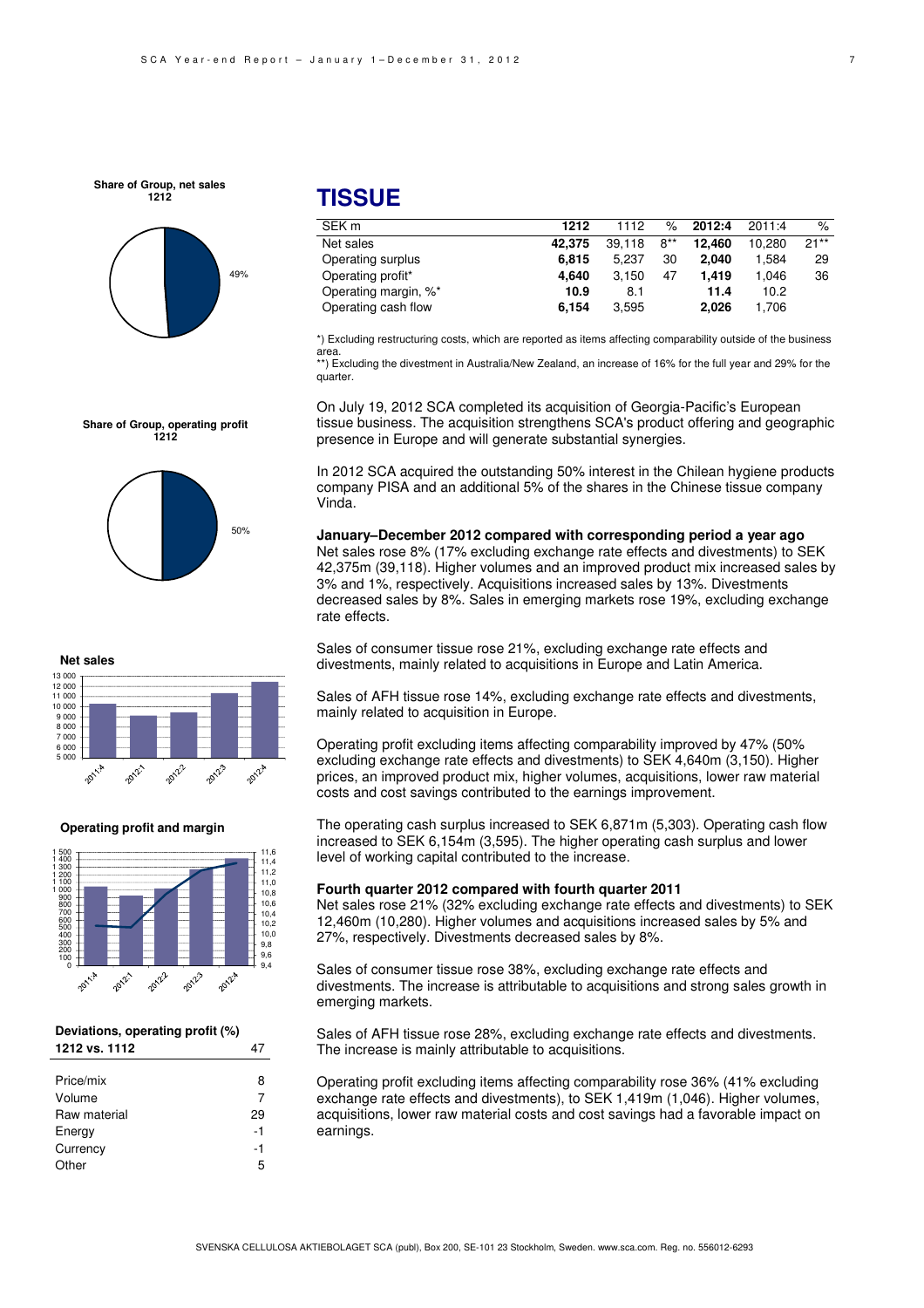# TISSUE

| SEK m | 1212 | 1112 | % | 2012:4 | 2011:4 | % |
|---|---|---|---|---|---|---|
| Net sales | **42,375** | 39,118 | 8** | **12,460** | 10,280 | 21** |
| Operating surplus | **6,815** | 5,237 | 30 | **2,040** | 1,584 | 29 |
| Operating profit* | **4,640** | 3,150 | 47 | **1,419** | 1,046 | 36 |
| Operating margin, %* | **10.9** | 8.1 | | **11.4** | 10.2 | |
| Operating cash flow | **6,154** | 3,595 | | **2,026** | 1,706 | |

*) Excluding restructuring costs, which are reported as items affecting comparability outside of the business area.
**) Excluding the divestment in Australia/New Zealand, an increase of 16% for the full year and 29% for the quarter.

**Share of Group, net sales 1212**

49%

**Share of Group, operating profit 1212**

50%

**Net sales**

**Operating profit and margin**

**Deviations, operating profit (%)**

| 1212 vs. 1112 | 47 |
|---|---|
| Price/mix | 8 |
| Volume | 7 |
| Raw material | 29 |
| Energy | -1 |
| Currency | -1 |
| Other | 5 |

On July 19, 2012 SCA completed its acquisition of Georgia-Pacific's European tissue business. The acquisition strengthens SCA's product offering and geographic presence in Europe and will generate substantial synergies.

In 2012 SCA acquired the outstanding 50% interest in the Chilean hygiene products company PISA and an additional 5% of the shares in the Chinese tissue company Vinda.

**January–December 2012 compared with corresponding period a year ago**
Net sales rose 8% (17% excluding exchange rate effects and divestments) to SEK 42,375m (39,118). Higher volumes and an improved product mix increased sales by 3% and 1%, respectively. Acquisitions increased sales by 13%. Divestments decreased sales by 8%. Sales in emerging markets rose 19%, excluding exchange rate effects.

Sales of consumer tissue rose 21%, excluding exchange rate effects and divestments, mainly related to acquisitions in Europe and Latin America.

Sales of AFH tissue rose 14%, excluding exchange rate effects and divestments, mainly related to acquisition in Europe.

Operating profit excluding items affecting comparability improved by 47% (50% excluding exchange rate effects and divestments) to SEK 4,640m (3,150). Higher prices, an improved product mix, higher volumes, acquisitions, lower raw material costs and cost savings contributed to the earnings improvement.

The operating cash surplus increased to SEK 6,871m (5,303). Operating cash flow increased to SEK 6,154m (3,595). The higher operating cash surplus and lower level of working capital contributed to the increase.

**Fourth quarter 2012 compared with fourth quarter 2011**
Net sales rose 21% (32% excluding exchange rate effects and divestments) to SEK 12,460m (10,280). Higher volumes and acquisitions increased sales by 5% and 27%, respectively. Divestments decreased sales by 8%.

Sales of consumer tissue rose 38%, excluding exchange rate effects and divestments. The increase is attributable to acquisitions and strong sales growth in emerging markets.

Sales of AFH tissue rose 28%, excluding exchange rate effects and divestments. The increase is mainly attributable to acquisitions.

Operating profit excluding items affecting comparability rose 36% (41% excluding exchange rate effects and divestments), to SEK 1,419m (1,046). Higher volumes, acquisitions, lower raw material costs and cost savings had a favorable impact on earnings.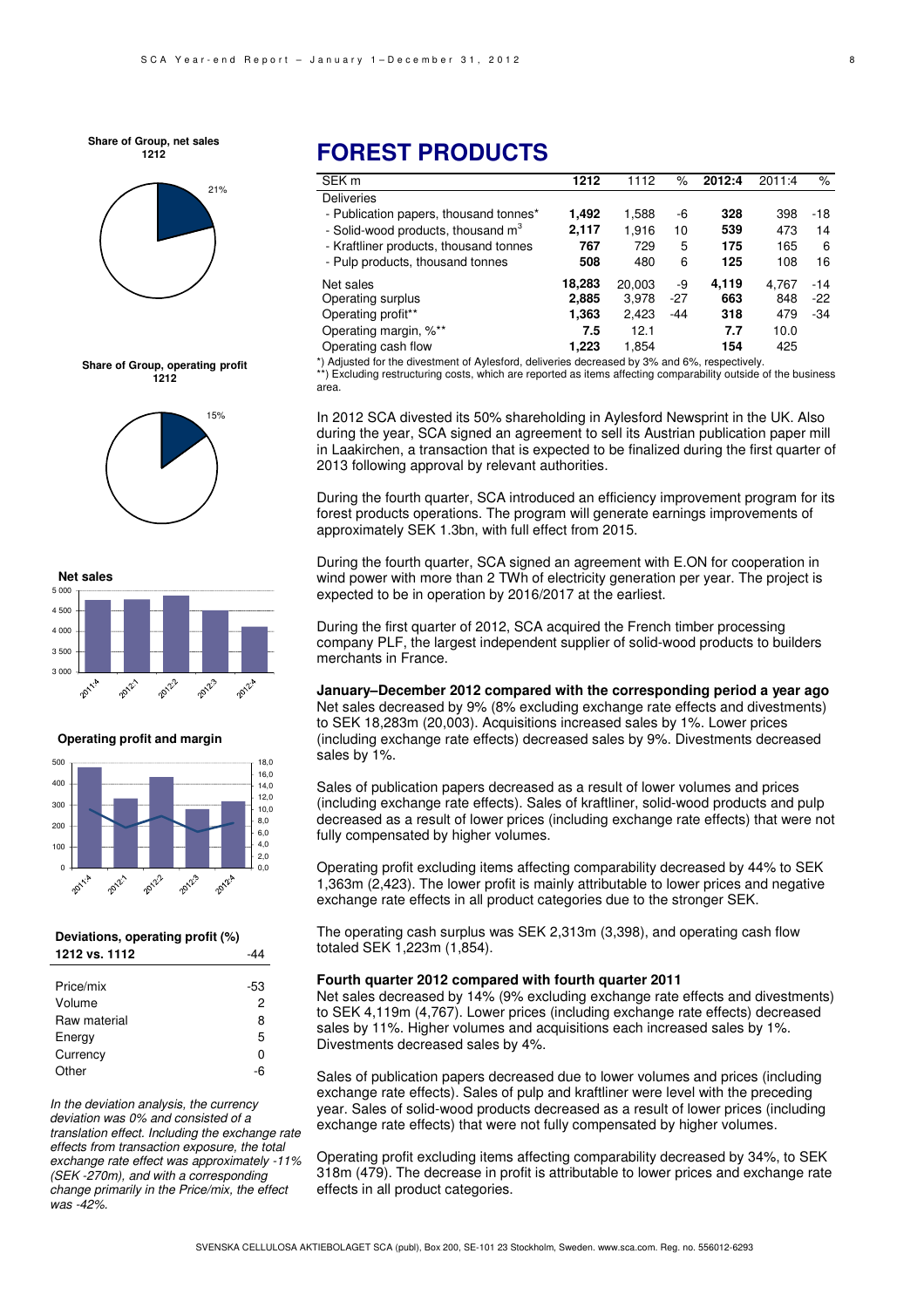# FOREST PRODUCTS

| SEK m | 1212 | 1112 | % | 2012:4 | 2011:4 | % |
|---|---|---|---|---|---|---|
| Deliveries | | | | | | |
| - Publication papers, thousand tonnes* | **1,492** | 1,588 | -6 | **328** | 398 | -18 |
| - Solid-wood products, thousand m$^3$ | **2,117** | 1,916 | 10 | **539** | 473 | 14 |
| - Kraftliner products, thousand tonnes | **767** | 729 | 5 | **175** | 165 | 6 |
| - Pulp products, thousand tonnes | **508** | 480 | 6 | **125** | 108 | 16 |
| Net sales | **18,283** | 20,003 | -9 | **4,119** | 4,767 | -14 |
| Operating surplus | **2,885** | 3,978 | -27 | **663** | 848 | -22 |
| Operating profit** | **1,363** | 2,423 | -44 | **318** | 479 | -34 |
| Operating margin, %** | **7.5** | 12.1 | | **7.7** | 10.0 | |
| Operating cash flow | **1,223** | 1,854 | | **154** | 425 | |

*) Adjusted for the divestment of Aylesford, deliveries decreased by 3% and 6%, respectively.
**) Excluding restructuring costs, which are reported as items affecting comparability outside of the business area.

In 2012 SCA divested its 50% shareholding in Aylesford Newsprint in the UK. Also during the year, SCA signed an agreement to sell its Austrian publication paper mill in Laakirchen, a transaction that is expected to be finalized during the first quarter of 2013 following approval by relevant authorities.

During the fourth quarter, SCA introduced an efficiency improvement program for its forest products operations. The program will generate earnings improvements of approximately SEK 1.3bn, with full effect from 2015.

During the fourth quarter, SCA signed an agreement with E.ON for cooperation in wind power with more than 2 TWh of electricity generation per year. The project is expected to be in operation by 2016/2017 at the earliest.

During the first quarter of 2012, SCA acquired the French timber processing company PLF, the largest independent supplier of solid-wood products to builders merchants in France.

### January–December 2012 compared with the corresponding period a year ago

Net sales decreased by 9% (8% excluding exchange rate effects and divestments) to SEK 18,283m (20,003). Acquisitions increased sales by 1%. Lower prices (including exchange rate effects) decreased sales by 9%. Divestments decreased sales by 1%.

Sales of publication papers decreased as a result of lower volumes and prices (including exchange rate effects). Sales of kraftliner, solid-wood products and pulp decreased as a result of lower prices (including exchange rate effects) that were not fully compensated by higher volumes.

Operating profit excluding items affecting comparability decreased by 44% to SEK 1,363m (2,423). The lower profit is mainly attributable to lower prices and negative exchange rate effects in all product categories due to the stronger SEK.

The operating cash surplus was SEK 2,313m (3,398), and operating cash flow totaled SEK 1,223m (1,854).

### Fourth quarter 2012 compared with fourth quarter 2011

Net sales decreased by 14% (9% excluding exchange rate effects and divestments) to SEK 4,119m (4,767). Lower prices (including exchange rate effects) decreased sales by 11%. Higher volumes and acquisitions each increased sales by 1%. Divestments decreased sales by 4%.

Sales of publication papers decreased due to lower volumes and prices (including exchange rate effects). Sales of pulp and kraftliner were level with the preceding year. Sales of solid-wood products decreased as a result of lower prices (including exchange rate effects) that were not fully compensated by higher volumes.

Operating profit excluding items affecting comparability decreased by 34%, to SEK 318m (479). The decrease in profit is attributable to lower prices and exchange rate effects in all product categories.

**Share of Group, net sales 1212**

21%

**Share of Group, operating profit 1212**

15%

**Net sales**

**Operating profit and margin**

**Deviations, operating profit (%)**

| 1212 vs. 1112 | -44 |
|---|---|
| Price/mix | -53 |
| Volume | 2 |
| Raw material | 8 |
| Energy | 5 |
| Currency | 0 |
| Other | -6 |

*In the deviation analysis, the currency deviation was 0% and consisted of a translation effect. Including the exchange rate effects from transaction exposure, the total exchange rate effect was approximately -11% (SEK -270m), and with a corresponding change primarily in the Price/mix, the effect was -42%.*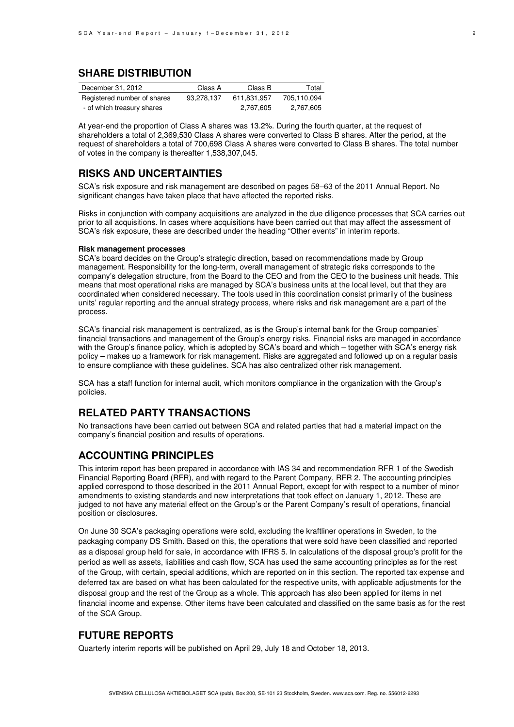## SHARE DISTRIBUTION

| December 31, 2012 | Class A | Class B | Total |
|---|---|---|---|
| Registered number of shares | 93,278,137 | 611,831,957 | 705,110,094 |
| - of which treasury shares | | 2,767,605 | 2,767,605 |

At year-end the proportion of Class A shares was 13.2%. During the fourth quarter, at the request of shareholders a total of 2,369,530 Class A shares were converted to Class B shares. After the period, at the request of shareholders a total of 700,698 Class A shares were converted to Class B shares. The total number of votes in the company is thereafter 1,538,307,045.

## RISKS AND UNCERTAINTIES

SCA's risk exposure and risk management are described on pages 58–63 of the 2011 Annual Report. No significant changes have taken place that have affected the reported risks.

Risks in conjunction with company acquisitions are analyzed in the due diligence processes that SCA carries out prior to all acquisitions. In cases where acquisitions have been carried out that may affect the assessment of SCA's risk exposure, these are described under the heading "Other events" in interim reports.

**Risk management processes**

SCA's board decides on the Group's strategic direction, based on recommendations made by Group management. Responsibility for the long-term, overall management of strategic risks corresponds to the company's delegation structure, from the Board to the CEO and from the CEO to the business unit heads. This means that most operational risks are managed by SCA's business units at the local level, but that they are coordinated when considered necessary. The tools used in this coordination consist primarily of the business units' regular reporting and the annual strategy process, where risks and risk management are a part of the process.

SCA's financial risk management is centralized, as is the Group's internal bank for the Group companies' financial transactions and management of the Group's energy risks. Financial risks are managed in accordance with the Group's finance policy, which is adopted by SCA's board and which – together with SCA's energy risk policy – makes up a framework for risk management. Risks are aggregated and followed up on a regular basis to ensure compliance with these guidelines. SCA has also centralized other risk management.

SCA has a staff function for internal audit, which monitors compliance in the organization with the Group's policies.

## RELATED PARTY TRANSACTIONS

No transactions have been carried out between SCA and related parties that had a material impact on the company's financial position and results of operations.

## ACCOUNTING PRINCIPLES

This interim report has been prepared in accordance with IAS 34 and recommendation RFR 1 of the Swedish Financial Reporting Board (RFR), and with regard to the Parent Company, RFR 2. The accounting principles applied correspond to those described in the 2011 Annual Report, except for with respect to a number of minor amendments to existing standards and new interpretations that took effect on January 1, 2012. These are judged to not have any material effect on the Group's or the Parent Company's result of operations, financial position or disclosures.

On June 30 SCA's packaging operations were sold, excluding the kraftliner operations in Sweden, to the packaging company DS Smith. Based on this, the operations that were sold have been classified and reported as a disposal group held for sale, in accordance with IFRS 5. In calculations of the disposal group's profit for the period as well as assets, liabilities and cash flow, SCA has used the same accounting principles as for the rest of the Group, with certain, special additions, which are reported on in this section. The reported tax expense and deferred tax are based on what has been calculated for the respective units, with applicable adjustments for the disposal group and the rest of the Group as a whole. This approach has also been applied for items in net financial income and expense. Other items have been calculated and classified on the same basis as for the rest of the SCA Group.

## FUTURE REPORTS

Quarterly interim reports will be published on April 29, July 18 and October 18, 2013.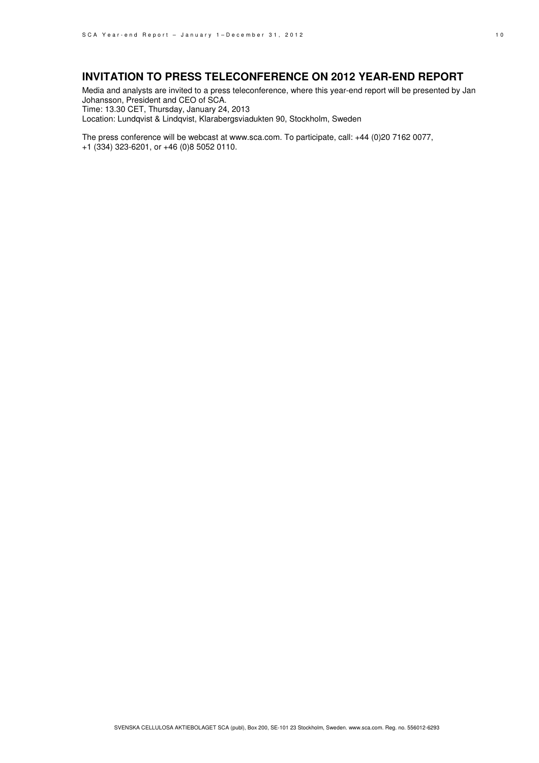## INVITATION TO PRESS TELECONFERENCE ON 2012 YEAR-END REPORT

Media and analysts are invited to a press teleconference, where this year-end report will be presented by Jan Johansson, President and CEO of SCA.
Time: 13.30 CET, Thursday, January 24, 2013
Location: Lundqvist & Lindqvist, Klarabergsviadukten 90, Stockholm, Sweden

The press conference will be webcast at www.sca.com. To participate, call: +44 (0)20 7162 0077, +1 (334) 323-6201, or +46 (0)8 5052 0110.

SVENSKA CELLULOSA AKTIEBOLAGET SCA (publ), Box 200, SE-101 23 Stockholm, Sweden. www.sca.com. Reg. no. 556012-6293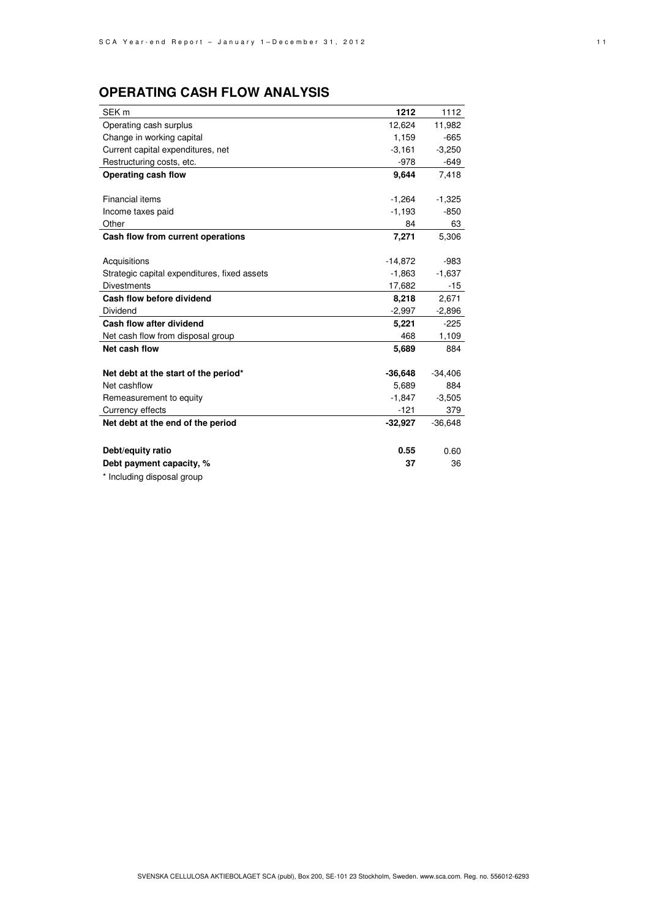## OPERATING CASH FLOW ANALYSIS

| SEK m | **1212** | 1112 |
|---|---|---|
| Operating cash surplus | 12,624 | 11,982 |
| Change in working capital | 1,159 | -665 |
| Current capital expenditures, net | -3,161 | -3,250 |
| Restructuring costs, etc. | -978 | -649 |
| **Operating cash flow** | **9,644** | 7,418 |
| | | |
| Financial items | -1,264 | -1,325 |
| Income taxes paid | -1,193 | -850 |
| Other | 84 | 63 |
| **Cash flow from current operations** | **7,271** | 5,306 |
| | | |
| Acquisitions | -14,872 | -983 |
| Strategic capital expenditures, fixed assets | -1,863 | -1,637 |
| Divestments | 17,682 | -15 |
| **Cash flow before dividend** | **8,218** | 2,671 |
| Dividend | -2,997 | -2,896 |
| **Cash flow after dividend** | **5,221** | -225 |
| Net cash flow from disposal group | 468 | 1,109 |
| **Net cash flow** | **5,689** | 884 |
| | | |
| **Net debt at the start of the period*** | **-36,648** | -34,406 |
| Net cashflow | 5,689 | 884 |
| Remeasurement to equity | -1,847 | -3,505 |
| Currency effects | -121 | 379 |
| **Net debt at the end of the period** | **-32,927** | -36,648 |
| | | |
| **Debt/equity ratio** | **0.55** | 0.60 |
| **Debt payment capacity, %** | **37** | 36 |

* Including disposal group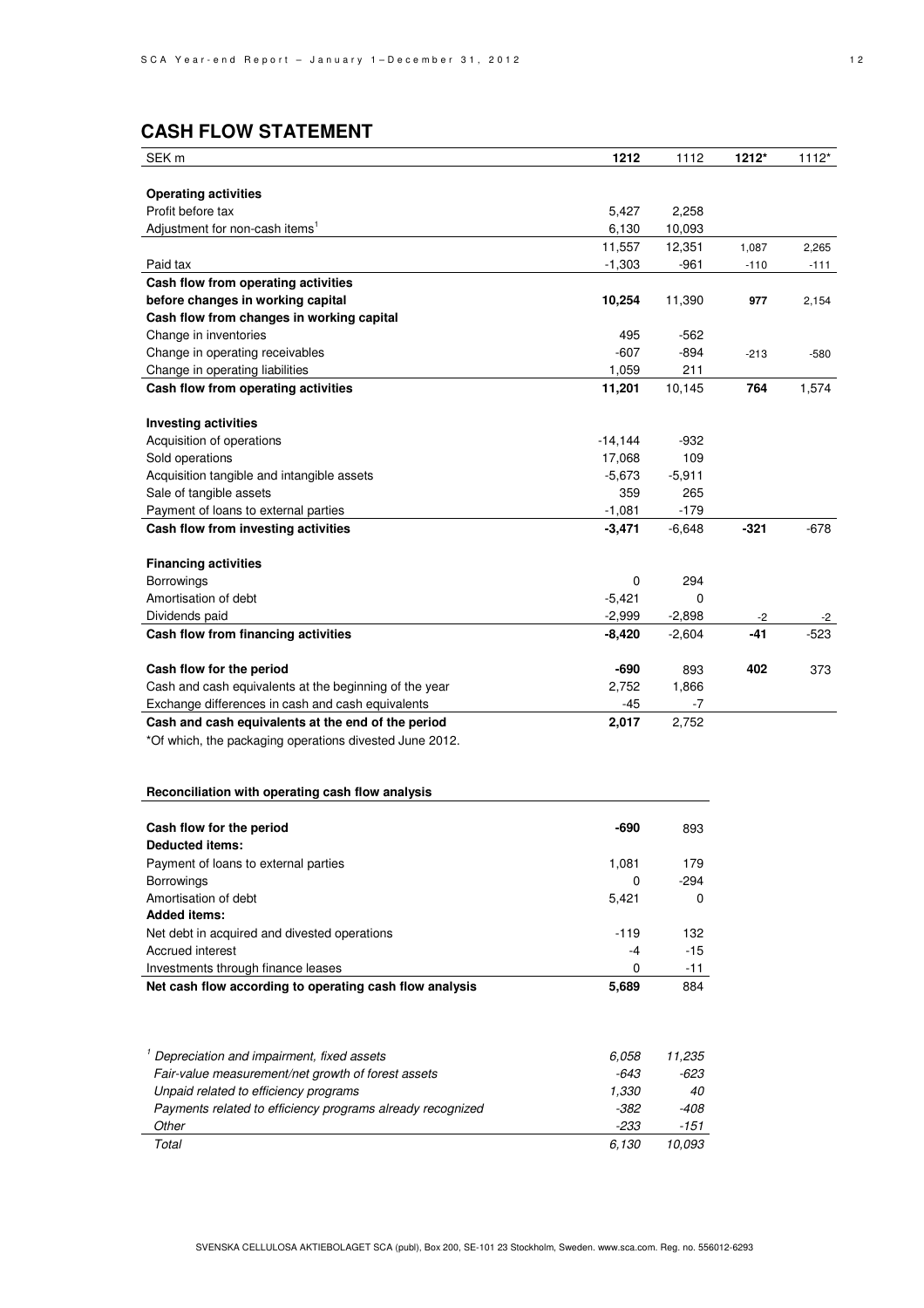## CASH FLOW STATEMENT

| SEK m | 1212 | 1112 | 1212* | 1112* |
|---|---|---|---|---|
| **Operating activities** | | | | |
| Profit before tax | 5,427 | 2,258 | | |
| Adjustment for non-cash items[1] | 6,130 | 10,093 | | |
| | 11,557 | 12,351 | 1,087 | 2,265 |
| Paid tax | -1,303 | -961 | -110 | -111 |
| **Cash flow from operating activities before changes in working capital** | **10,254** | 11,390 | **977** | 2,154 |
| **Cash flow from changes in working capital** | | | | |
| Change in inventories | 495 | -562 | | |
| Change in operating receivables | -607 | -894 | -213 | -580 |
| Change in operating liabilities | 1,059 | 211 | | |
| **Cash flow from operating activities** | **11,201** | 10,145 | **764** | 1,574 |
| **Investing activities** | | | | |
| Acquisition of operations | -14,144 | -932 | | |
| Sold operations | 17,068 | 109 | | |
| Acquisition tangible and intangible assets | -5,673 | -5,911 | | |
| Sale of tangible assets | 359 | 265 | | |
| Payment of loans to external parties | -1,081 | -179 | | |
| **Cash flow from investing activities** | **-3,471** | -6,648 | **-321** | -678 |
| **Financing activities** | | | | |
| Borrowings | 0 | 294 | | |
| Amortisation of debt | -5,421 | 0 | | |
| Dividends paid | -2,999 | -2,898 | -2 | -2 |
| **Cash flow from financing activities** | **-8,420** | -2,604 | **-41** | -523 |
| **Cash flow for the period** | **-690** | 893 | **402** | 373 |
| Cash and cash equivalents at the beginning of the year | 2,752 | 1,866 | | |
| Exchange differences in cash and cash equivalents | -45 | -7 | | |
| **Cash and cash equivalents at the end of the period** | **2,017** | 2,752 | | |

*Of which, the packaging operations divested June 2012.

**Reconciliation with operating cash flow analysis**

| | | |
|---|---|---|
| **Cash flow for the period** | **-690** | 893 |
| **Deducted items:** | | |
| Payment of loans to external parties | 1,081 | 179 |
| Borrowings | 0 | -294 |
| Amortisation of debt | 5,421 | 0 |
| **Added items:** | | |
| Net debt in acquired and divested operations | -119 | 132 |
| Accrued interest | -4 | -15 |
| Investments through finance leases | 0 | -11 |
| **Net cash flow according to operating cash flow analysis** | **5,689** | 884 |

| | | |
|---|---|---|
| *[1] Depreciation and impairment, fixed assets* | *6,058* | *11,235* |
| *Fair-value measurement/net growth of forest assets* | *-643* | *-623* |
| *Unpaid related to efficiency programs* | *1,330* | *40* |
| *Payments related to efficiency programs already recognized* | *-382* | *-408* |
| *Other* | *-233* | *-151* |
| *Total* | *6,130* | *10,093* |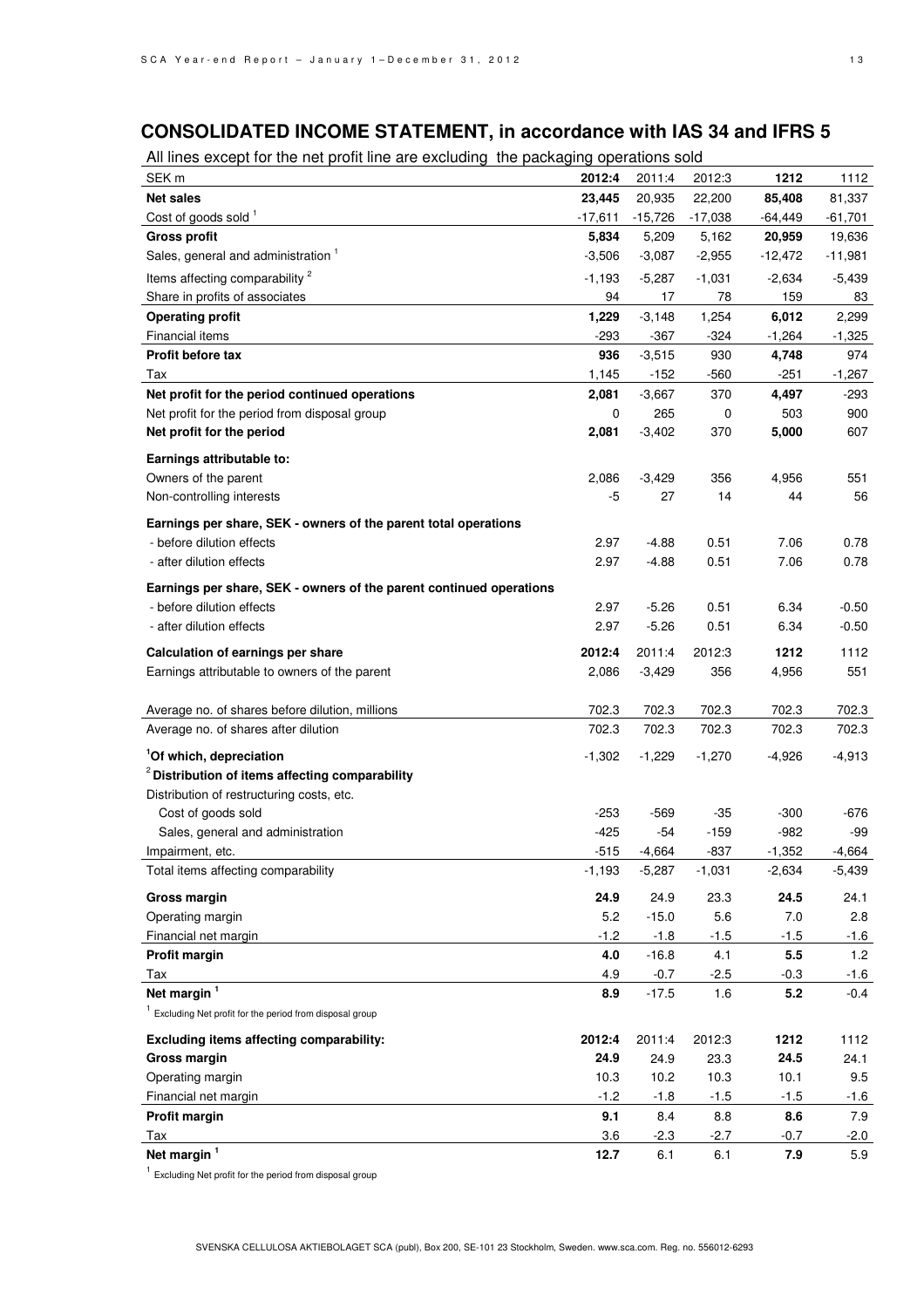## CONSOLIDATED INCOME STATEMENT, in accordance with IAS 34 and IFRS 5

All lines except for the net profit line are excluding the packaging operations sold

| SEK m | 2012:4 | 2011:4 | 2012:3 | 1212 | 1112 |
|---|---|---|---|---|---|
| **Net sales** | **23,445** | 20,935 | 22,200 | **85,408** | 81,337 |
| Cost of goods sold [1] | -17,611 | -15,726 | -17,038 | -64,449 | -61,701 |
| **Gross profit** | **5,834** | 5,209 | 5,162 | **20,959** | 19,636 |
| Sales, general and administration [1] | -3,506 | -3,087 | -2,955 | -12,472 | -11,981 |
| Items affecting comparability [2] | -1,193 | -5,287 | -1,031 | -2,634 | -5,439 |
| Share in profits of associates | 94 | 17 | 78 | 159 | 83 |
| **Operating profit** | **1,229** | -3,148 | 1,254 | **6,012** | 2,299 |
| Financial items | -293 | -367 | -324 | -1,264 | -1,325 |
| **Profit before tax** | **936** | -3,515 | 930 | **4,748** | 974 |
| Tax | 1,145 | -152 | -560 | -251 | -1,267 |
| **Net profit for the period continued operations** | **2,081** | -3,667 | 370 | **4,497** | -293 |
| Net profit for the period from disposal group | 0 | 265 | 0 | 503 | 900 |
| **Net profit for the period** | **2,081** | -3,402 | 370 | **5,000** | 607 |
| **Earnings attributable to:** | | | | | |
| Owners of the parent | 2,086 | -3,429 | 356 | 4,956 | 551 |
| Non-controlling interests | -5 | 27 | 14 | 44 | 56 |
| **Earnings per share, SEK - owners of the parent total operations** | | | | | |
| - before dilution effects | 2.97 | -4.88 | 0.51 | 7.06 | 0.78 |
| - after dilution effects | 2.97 | -4.88 | 0.51 | 7.06 | 0.78 |
| **Earnings per share, SEK - owners of the parent continued operations** | | | | | |
| - before dilution effects | 2.97 | -5.26 | 0.51 | 6.34 | -0.50 |
| - after dilution effects | 2.97 | -5.26 | 0.51 | 6.34 | -0.50 |
| **Calculation of earnings per share** | **2012:4** | 2011:4 | 2012:3 | **1212** | 1112 |
| Earnings attributable to owners of the parent | 2,086 | -3,429 | 356 | 4,956 | 551 |
| Average no. of shares before dilution, millions | 702.3 | 702.3 | 702.3 | 702.3 | 702.3 |
| Average no. of shares after dilution | 702.3 | 702.3 | 702.3 | 702.3 | 702.3 |
| **[1]Of which, depreciation** | -1,302 | -1,229 | -1,270 | -4,926 | -4,913 |
| **[2]Distribution of items affecting comparability** | | | | | |
| Distribution of restructuring costs, etc. | | | | | |
| Cost of goods sold | -253 | -569 | -35 | -300 | -676 |
| Sales, general and administration | -425 | -54 | -159 | -982 | -99 |
| Impairment, etc. | -515 | -4,664 | -837 | -1,352 | -4,664 |
| Total items affecting comparability | -1,193 | -5,287 | -1,031 | -2,634 | -5,439 |
| **Gross margin** | **24.9** | 24.9 | 23.3 | **24.5** | 24.1 |
| Operating margin | 5.2 | -15.0 | 5.6 | 7.0 | 2.8 |
| Financial net margin | -1.2 | -1.8 | -1.5 | -1.5 | -1.6 |
| **Profit margin** | **4.0** | -16.8 | 4.1 | **5.5** | 1.2 |
| Tax | 4.9 | -0.7 | -2.5 | -0.3 | -1.6 |
| **Net margin [1]** | **8.9** | -17.5 | 1.6 | **5.2** | -0.4 |

[1] Excluding Net profit for the period from disposal group

| **Excluding items affecting comparability:** | **2012:4** | 2011:4 | 2012:3 | **1212** | 1112 |
|---|---|---|---|---|---|
| **Gross margin** | **24.9** | 24.9 | 23.3 | **24.5** | 24.1 |
| Operating margin | 10.3 | 10.2 | 10.3 | 10.1 | 9.5 |
| Financial net margin | -1.2 | -1.8 | -1.5 | -1.5 | -1.6 |
| **Profit margin** | **9.1** | 8.4 | 8.8 | **8.6** | 7.9 |
| Tax | 3.6 | -2.3 | -2.7 | -0.7 | -2.0 |
| **Net margin [1]** | **12.7** | 6.1 | 6.1 | **7.9** | 5.9 |

[1] Excluding Net profit for the period from disposal group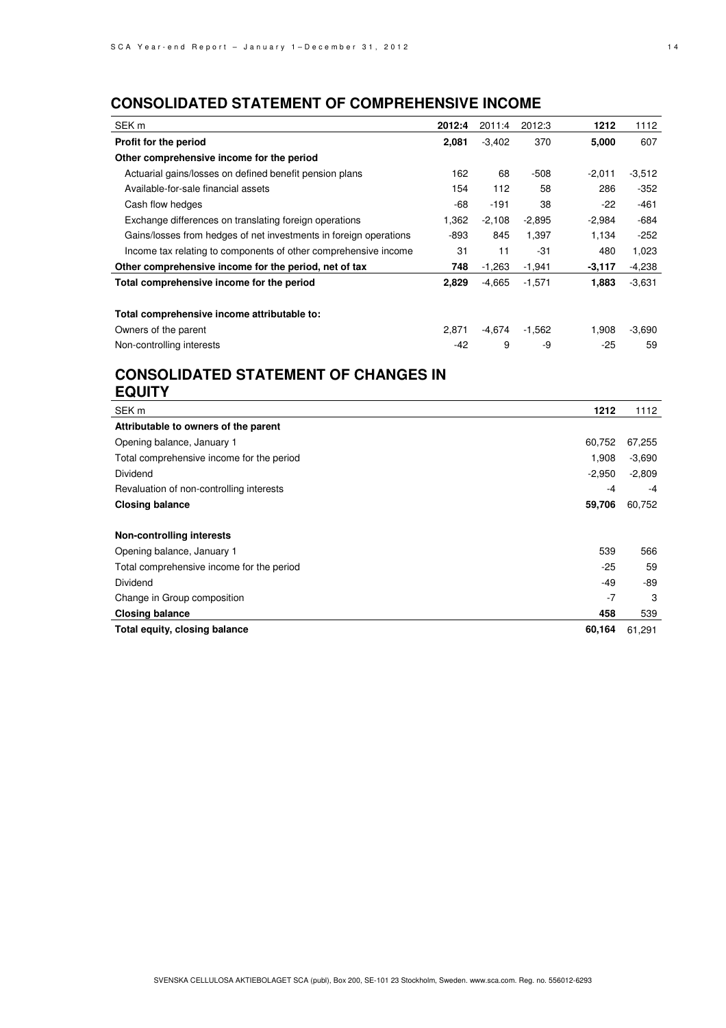## CONSOLIDATED STATEMENT OF COMPREHENSIVE INCOME

| SEK m | 2012:4 | 2011:4 | 2012:3 | 1212 | 1112 |
|---|---|---|---|---|---|
| **Profit for the period** | **2,081** | -3,402 | 370 | **5,000** | 607 |
| **Other comprehensive income for the period** | | | | | |
| Actuarial gains/losses on defined benefit pension plans | 162 | 68 | -508 | -2,011 | -3,512 |
| Available-for-sale financial assets | 154 | 112 | 58 | 286 | -352 |
| Cash flow hedges | -68 | -191 | 38 | -22 | -461 |
| Exchange differences on translating foreign operations | 1,362 | -2,108 | -2,895 | -2,984 | -684 |
| Gains/losses from hedges of net investments in foreign operations | -893 | 845 | 1,397 | 1,134 | -252 |
| Income tax relating to components of other comprehensive income | 31 | 11 | -31 | 480 | 1,023 |
| **Other comprehensive income for the period, net of tax** | **748** | -1,263 | -1,941 | **-3,117** | -4,238 |
| **Total comprehensive income for the period** | **2,829** | -4,665 | -1,571 | **1,883** | -3,631 |
| | | | | | |
| **Total comprehensive income attributable to:** | | | | | |
| Owners of the parent | 2,871 | -4,674 | -1,562 | 1,908 | -3,690 |
| Non-controlling interests | -42 | 9 | -9 | -25 | 59 |

## CONSOLIDATED STATEMENT OF CHANGES IN EQUITY

| SEK m | 1212 | 1112 |
|---|---|---|
| **Attributable to owners of the parent** | | |
| Opening balance, January 1 | 60,752 | 67,255 |
| Total comprehensive income for the period | 1,908 | -3,690 |
| Dividend | -2,950 | -2,809 |
| Revaluation of non-controlling interests | -4 | -4 |
| **Closing balance** | **59,706** | 60,752 |
| | | |
| **Non-controlling interests** | | |
| Opening balance, January 1 | 539 | 566 |
| Total comprehensive income for the period | -25 | 59 |
| Dividend | -49 | -89 |
| Change in Group composition | -7 | 3 |
| **Closing balance** | **458** | 539 |
| **Total equity, closing balance** | **60,164** | 61,291 |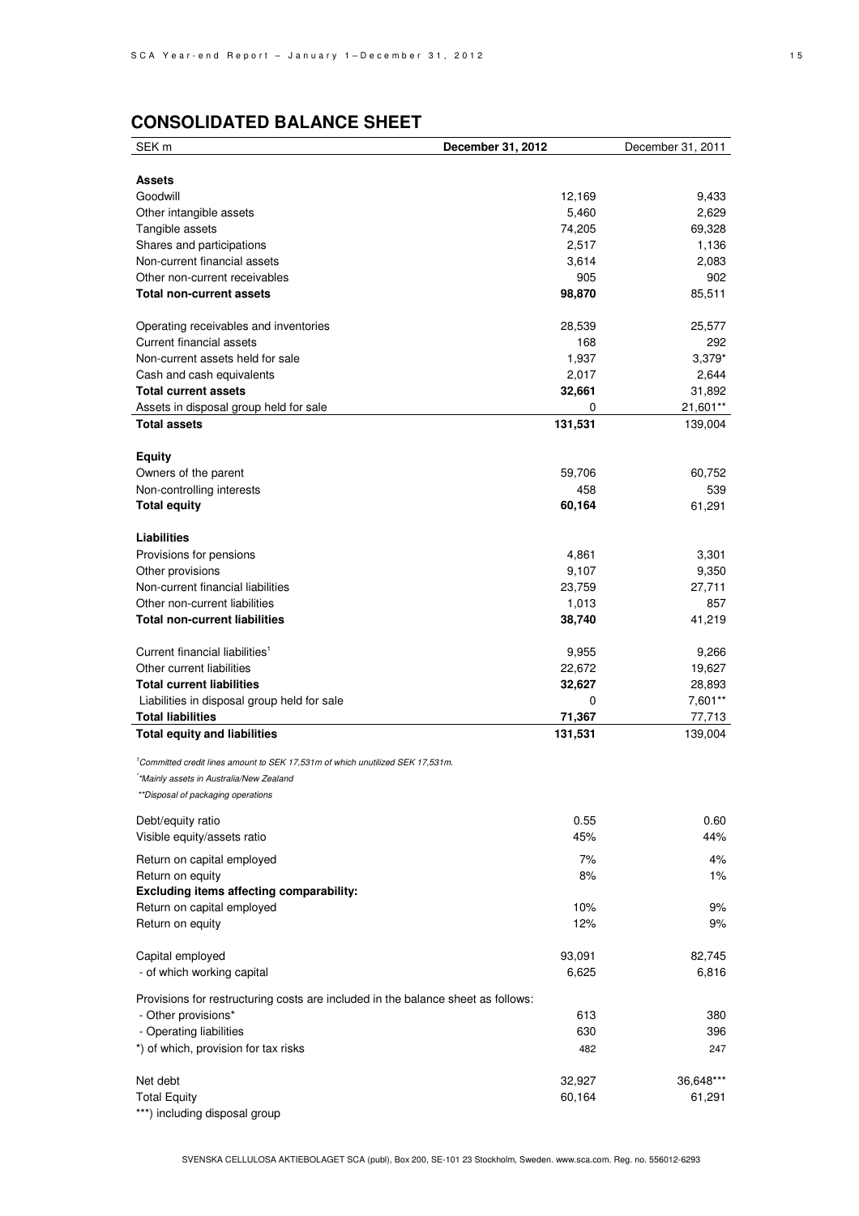## CONSOLIDATED BALANCE SHEET

| SEK m | December 31, 2012 | December 31, 2011 |
|---|---|---|
| **Assets** | | |
| Goodwill | 12,169 | 9,433 |
| Other intangible assets | 5,460 | 2,629 |
| Tangible assets | 74,205 | 69,328 |
| Shares and participations | 2,517 | 1,136 |
| Non-current financial assets | 3,614 | 2,083 |
| Other non-current receivables | 905 | 902 |
| **Total non-current assets** | **98,870** | 85,511 |
| | | |
| Operating receivables and inventories | 28,539 | 25,577 |
| Current financial assets | 168 | 292 |
| Non-current assets held for sale | 1,937 | 3,379* |
| Cash and cash equivalents | 2,017 | 2,644 |
| **Total current assets** | **32,661** | 31,892 |
| Assets in disposal group held for sale | 0 | 21,601** |
| **Total assets** | **131,531** | 139,004 |
| | | |
| **Equity** | | |
| Owners of the parent | 59,706 | 60,752 |
| Non-controlling interests | 458 | 539 |
| **Total equity** | **60,164** | 61,291 |
| | | |
| **Liabilities** | | |
| Provisions for pensions | 4,861 | 3,301 |
| Other provisions | 9,107 | 9,350 |
| Non-current financial liabilities | 23,759 | 27,711 |
| Other non-current liabilities | 1,013 | 857 |
| **Total non-current liabilities** | **38,740** | 41,219 |
| | | |
| Current financial liabilities[1] | 9,955 | 9,266 |
| Other current liabilities | 22,672 | 19,627 |
| **Total current liabilities** | **32,627** | 28,893 |
| Liabilities in disposal group held for sale | 0 | 7,601** |
| **Total liabilities** | **71,367** | 77,713 |
| **Total equity and liabilities** | **131,531** | 139,004 |

*[1]Committed credit lines amount to SEK 17,531m of which unutilized SEK 17,531m.*

**Mainly assets in Australia/New Zealand*

*\*\*Disposal of packaging operations*

| | December 31, 2012 | December 31, 2011 |
|---|---|---|
| Debt/equity ratio | 0.55 | 0.60 |
| Visible equity/assets ratio | 45% | 44% |
| Return on capital employed | 7% | 4% |
| Return on equity | 8% | 1% |
| **Excluding items affecting comparability:** | | |
| Return on capital employed | 10% | 9% |
| Return on equity | 12% | 9% |
| | | |
| Capital employed | 93,091 | 82,745 |
| - of which working capital | 6,625 | 6,816 |
| | | |
| Provisions for restructuring costs are included in the balance sheet as follows: | | |
| - Other provisions* | 613 | 380 |
| - Operating liabilities | 630 | 396 |
| *) of which, provision for tax risks | 482 | 247 |
| | | |
| Net debt | 32,927 | 36,648*** |
| Total Equity | 60,164 | 61,291 |

***) including disposal group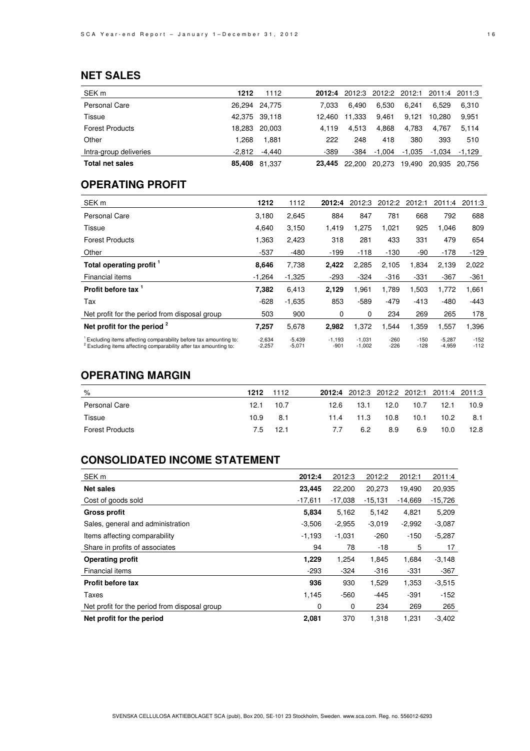## NET SALES

| SEK m | 1212 | 1112 | 2012:4 | 2012:3 | 2012:2 | 2012:1 | 2011:4 | 2011:3 |
|---|---|---|---|---|---|---|---|---|
| Personal Care | 26,294 | 24,775 | 7,033 | 6,490 | 6,530 | 6,241 | 6,529 | 6,310 |
| Tissue | 42,375 | 39,118 | 12,460 | 11,333 | 9,461 | 9,121 | 10,280 | 9,951 |
| Forest Products | 18,283 | 20,003 | 4,119 | 4,513 | 4,868 | 4,783 | 4,767 | 5,114 |
| Other | 1,268 | 1,881 | 222 | 248 | 418 | 380 | 393 | 510 |
| Intra-group deliveries | -2,812 | -4,440 | -389 | -384 | -1,004 | -1,035 | -1,034 | -1,129 |
| **Total net sales** | **85,408** | 81,337 | **23,445** | 22,200 | 20,273 | 19,490 | 20,935 | 20,756 |

## OPERATING PROFIT

| SEK m | 1212 | 1112 | 2012:4 | 2012:3 | 2012:2 | 2012:1 | 2011:4 | 2011:3 |
|---|---|---|---|---|---|---|---|---|
| Personal Care | 3,180 | 2,645 | 884 | 847 | 781 | 668 | 792 | 688 |
| Tissue | 4,640 | 3,150 | 1,419 | 1,275 | 1,021 | 925 | 1,046 | 809 |
| Forest Products | 1,363 | 2,423 | 318 | 281 | 433 | 331 | 479 | 654 |
| Other | -537 | -480 | -199 | -118 | -130 | -90 | -178 | -129 |
| **Total operating profit [1]** | **8,646** | 7,738 | **2,422** | 2,285 | 2,105 | 1,834 | 2,139 | 2,022 |
| Financial items | -1,264 | -1,325 | -293 | -324 | -316 | -331 | -367 | -361 |
| **Profit before tax [1]** | **7,382** | 6,413 | **2,129** | 1,961 | 1,789 | 1,503 | 1,772 | 1,661 |
| Tax | -628 | -1,635 | 853 | -589 | -479 | -413 | -480 | -443 |
| Net profit for the period from disposal group | 503 | 900 | 0 | 0 | 234 | 269 | 265 | 178 |
| **Net profit for the period [2]** | **7,257** | 5,678 | **2,982** | 1,372 | 1,544 | 1,359 | 1,557 | 1,396 |
| [1] Excluding items affecting comparability before tax amounting to: | -2,634 | -5,439 | -1,193 | -1,031 | -260 | -150 | -5,287 | -152 |
| [2] Excluding items affecting comparability after tax amounting to: | -2,257 | -5,071 | -901 | -1,002 | -226 | -128 | -4,959 | -112 |

## OPERATING MARGIN

| % | 1212 | 1112 | 2012:4 | 2012:3 | 2012:2 | 2012:1 | 2011:4 | 2011:3 |
|---|---|---|---|---|---|---|---|---|
| Personal Care | 12.1 | 10.7 | 12.6 | 13.1 | 12.0 | 10.7 | 12.1 | 10.9 |
| Tissue | 10.9 | 8.1 | 11.4 | 11.3 | 10.8 | 10.1 | 10.2 | 8.1 |
| Forest Products | 7.5 | 12.1 | 7.7 | 6.2 | 8.9 | 6.9 | 10.0 | 12.8 |

## CONSOLIDATED INCOME STATEMENT

| SEK m | 2012:4 | 2012:3 | 2012:2 | 2012:1 | 2011:4 |
|---|---|---|---|---|---|
| **Net sales** | **23,445** | 22,200 | 20,273 | 19,490 | 20,935 |
| Cost of goods sold | -17,611 | -17,038 | -15,131 | -14,669 | -15,726 |
| **Gross profit** | **5,834** | 5,162 | 5,142 | 4,821 | 5,209 |
| Sales, general and administration | -3,506 | -2,955 | -3,019 | -2,992 | -3,087 |
| Items affecting comparability | -1,193 | -1,031 | -260 | -150 | -5,287 |
| Share in profits of associates | 94 | 78 | -18 | 5 | 17 |
| **Operating profit** | **1,229** | 1,254 | 1,845 | 1,684 | -3,148 |
| Financial items | -293 | -324 | -316 | -331 | -367 |
| **Profit before tax** | **936** | 930 | 1,529 | 1,353 | -3,515 |
| Taxes | 1,145 | -560 | -445 | -391 | -152 |
| Net profit for the period from disposal group | 0 | 0 | 234 | 269 | 265 |
| **Net profit for the period** | **2,081** | 370 | 1,318 | 1,231 | -3,402 |

SVENSKA CELLULOSA AKTIEBOLAGET SCA (publ), Box 200, SE-101 23 Stockholm, Sweden. www.sca.com. Reg. no. 556012-6293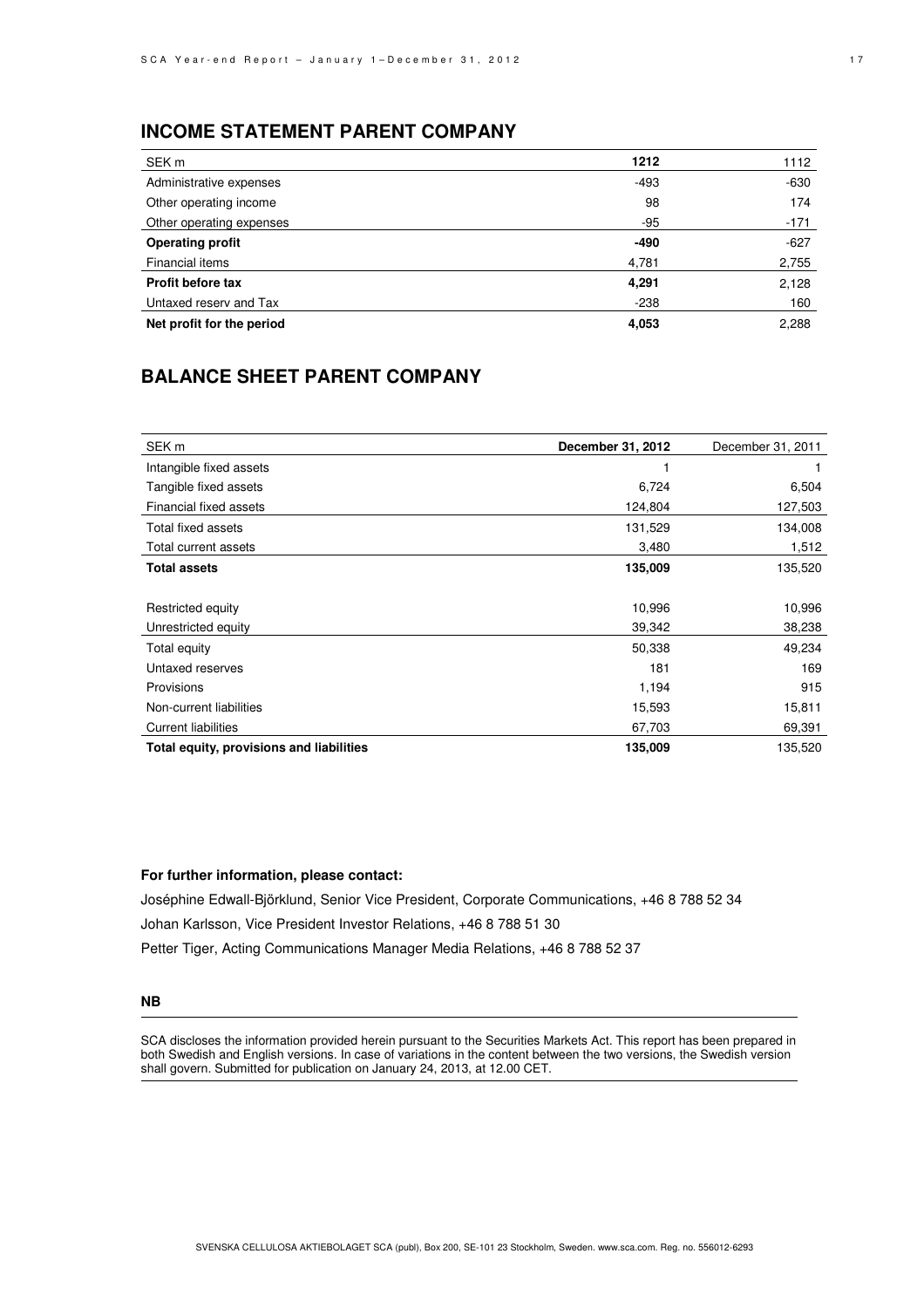## INCOME STATEMENT PARENT COMPANY

| SEK m | **1212** | 1112 |
|---|---|---|
| Administrative expenses | -493 | -630 |
| Other operating income | 98 | 174 |
| Other operating expenses | -95 | -171 |
| **Operating profit** | **-490** | -627 |
| Financial items | 4,781 | 2,755 |
| **Profit before tax** | **4,291** | 2,128 |
| Untaxed reserv and Tax | -238 | 160 |
| **Net profit for the period** | **4,053** | 2,288 |

## BALANCE SHEET PARENT COMPANY

| SEK m | **December 31, 2012** | December 31, 2011 |
|---|---|---|
| Intangible fixed assets | 1 | 1 |
| Tangible fixed assets | 6,724 | 6,504 |
| Financial fixed assets | 124,804 | 127,503 |
| Total fixed assets | 131,529 | 134,008 |
| Total current assets | 3,480 | 1,512 |
| **Total assets** | **135,009** | 135,520 |
| | | |
| Restricted equity | 10,996 | 10,996 |
| Unrestricted equity | 39,342 | 38,238 |
| Total equity | 50,338 | 49,234 |
| Untaxed reserves | 181 | 169 |
| Provisions | 1,194 | 915 |
| Non-current liabilities | 15,593 | 15,811 |
| Current liabilities | 67,703 | 69,391 |
| **Total equity, provisions and liabilities** | **135,009** | 135,520 |

**For further information, please contact:**

Joséphine Edwall-Björklund, Senior Vice President, Corporate Communications, +46 8 788 52 34

Johan Karlsson, Vice President Investor Relations, +46 8 788 51 30

Petter Tiger, Acting Communications Manager Media Relations, +46 8 788 52 37

**NB**

SCA discloses the information provided herein pursuant to the Securities Markets Act. This report has been prepared in both Swedish and English versions. In case of variations in the content between the two versions, the Swedish version shall govern. Submitted for publication on January 24, 2013, at 12.00 CET.

SVENSKA CELLULOSA AKTIEBOLAGET SCA (publ), Box 200, SE-101 23 Stockholm, Sweden. www.sca.com. Reg. no. 556012-6293